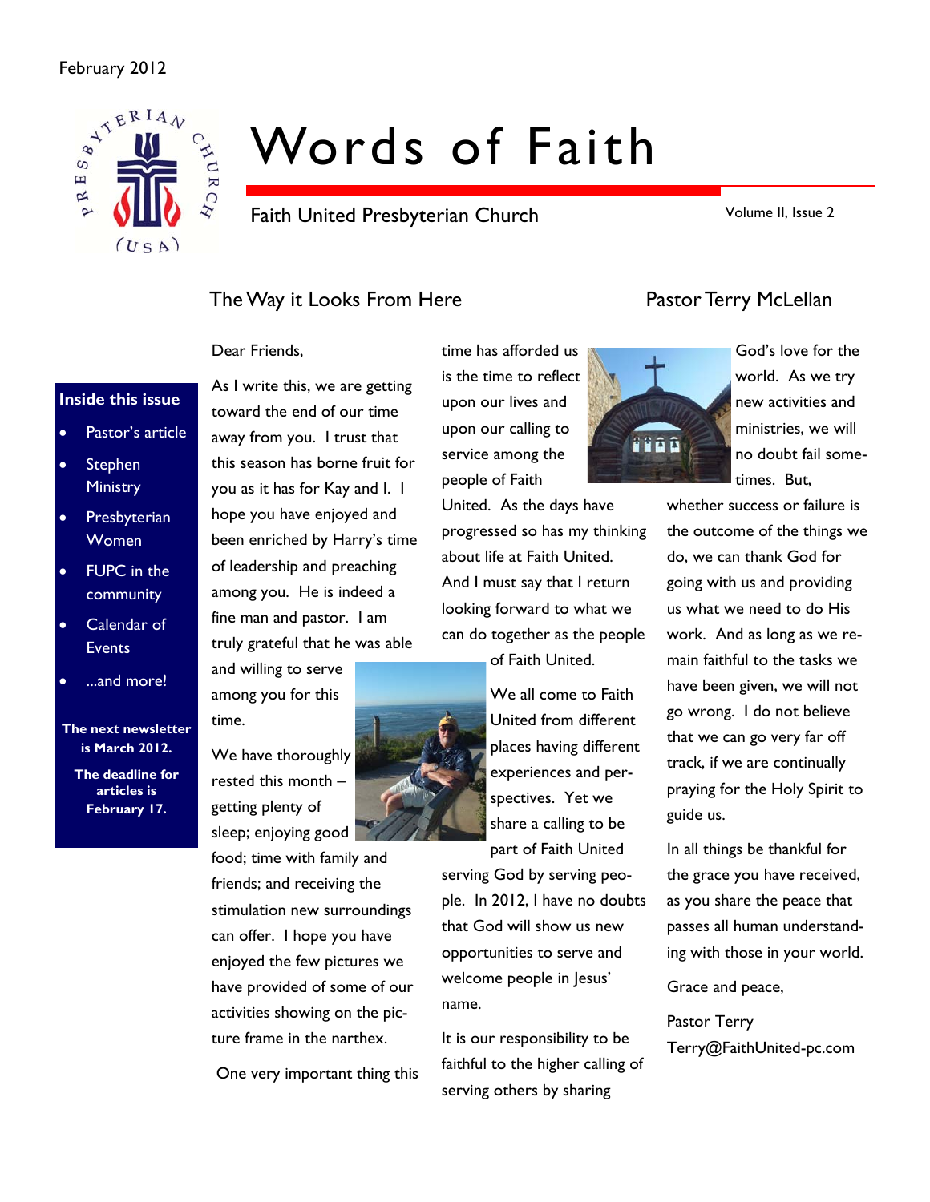February 2012

# Words of Faith

Faith United Presbyterian Church

Volume II, Issue 2

**Inside this issue**

- Pastor's article
- Stephen Ministry
- Presbyterian Women
- FUPC in the community
- Calendar of Events
- ...and more!

**The next newsletter is March 2012.**

**The deadline for articles is February 17.**

## The Way it Looks From Here

Pastor Terry McLellan

Dear Friends,

As I write this, we are getting toward the end of our time away from you. I trust that this season has borne fruit for you as it has for Kay and I. I hope you have enjoyed and been enriched by Harry's time of leadership and preaching among you. He is indeed a fine man and pastor. I am truly grateful that he was able and willing to serve among you for this time.

We have thoroughly rested this month – getting plenty of sleep; enjoying good food; time with family and friends; and receiving the stimulation new surroundings can offer. I hope you have enjoyed the few pictures we have provided of some of our activities showing on the picture frame in the narthex.

One very important thing this time has afforded us is the time to reflect upon our lives and upon our calling to service among the people of Faith United. As the days have progressed so has my thinking about life at Faith United. And I must say that I return looking forward to what we can do together as the people of Faith United.

We all come to Faith United from different places having different experiences and perspectives. Yet we share a calling to be part of Faith United serving God by serving people. In 2012, I have no doubts that God will show us new opportunities to serve and welcome people in Jesus' name.

It is our responsibility to be faithful to the higher calling of serving others by sharing God's love for the world. As we try new activities and ministries, we will no doubt fail sometimes. But, whether success or failure is the outcome of the things we do, we can thank God for going with us and providing us what we need to do His work. And as long as we remain faithful to the tasks we have been given, we will not go wrong. I do not believe that we can go very far off track, if we are continually praying for the Holy Spirit to guide us.

In all things be thankful for the grace you have received, as you share the peace that passes all human understanding with those in your world.

Grace and peace,

Pastor Terry
Terry@FaithUnited-pc.com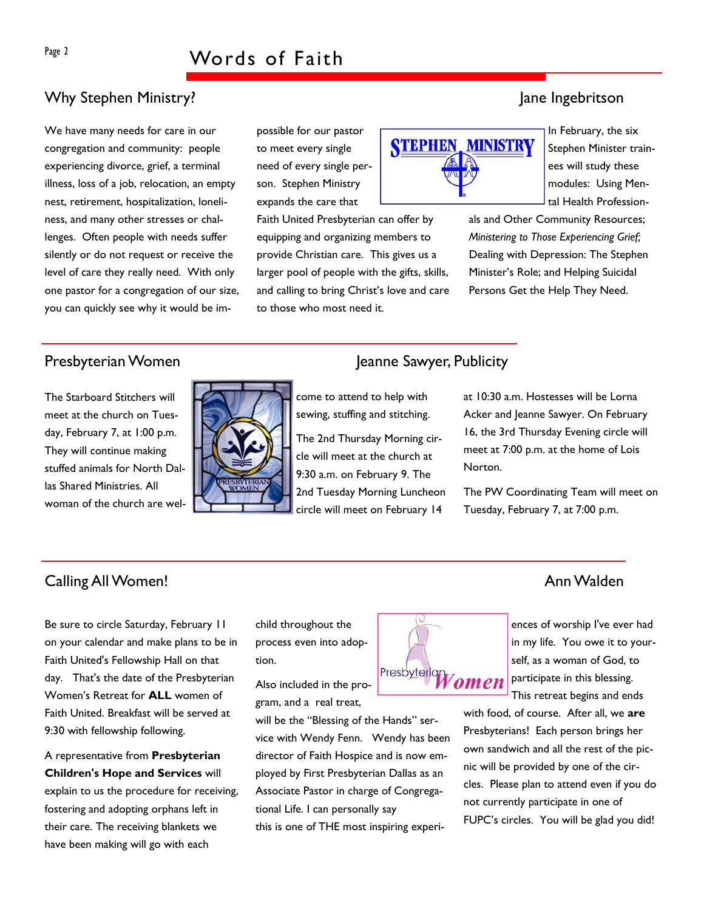## Why Stephen Ministry?

Jane Ingebritson

We have many needs for care in our congregation and community: people experiencing divorce, grief, a terminal illness, loss of a job, relocation, an empty nest, retirement, hospitalization, loneliness, and many other stresses or challenges. Often people with needs suffer silently or do not request or receive the level of care they really need. With only one pastor for a congregation of our size, you can quickly see why it would be impossible for our pastor to meet every single need of every single person. Stephen Ministry expands the care that Faith United Presbyterian can offer by equipping and organizing members to provide Christian care. This gives us a larger pool of people with the gifts, skills, and calling to bring Christ's love and care to those who most need it.

In February, the six Stephen Minister trainees will study these modules: Using Mental Health Professionals and Other Community Resources; *Ministering to Those Experiencing Grief;* Dealing with Depression: The Stephen Minister's Role; and Helping Suicidal Persons Get the Help They Need.

## Presbyterian Women

Jeanne Sawyer, Publicity

The Starboard Stitchers will meet at the church on Tuesday, February 7, at 1:00 p.m. They will continue making stuffed animals for North Dallas Shared Ministries. All woman of the church are welcome to attend to help with sewing, stuffing and stitching.

The 2nd Thursday Morning circle will meet at the church at 9:30 a.m. on February 9. The 2nd Tuesday Morning Luncheon circle will meet on February 14 at 10:30 a.m. Hostesses will be Lorna Acker and Jeanne Sawyer. On February 16, the 3rd Thursday Evening circle will meet at 7:00 p.m. at the home of Lois Norton.

The PW Coordinating Team will meet on Tuesday, February 7, at 7:00 p.m.

## Calling All Women!

Ann Walden

Be sure to circle Saturday, February 11 on your calendar and make plans to be in Faith United's Fellowship Hall on that day. That's the date of the Presbyterian Women's Retreat for **ALL** women of Faith United. Breakfast will be served at 9:30 with fellowship following.

A representative from **Presbyterian Children's Hope and Services** will explain to us the procedure for receiving, fostering and adopting orphans left in their care. The receiving blankets we have been making will go with each child throughout the process even into adoption.

Also included in the program, and a real treat, will be the "Blessing of the Hands" service with Wendy Fenn. Wendy has been director of Faith Hospice and is now employed by First Presbyterian Dallas as an Associate Pastor in charge of Congregational Life. I can personally say this is one of THE most inspiring experiences of worship I've ever had in my life. You owe it to yourself, as a woman of God, to participate in this blessing.

This retreat begins and ends with food, of course. After all, we **are** Presbyterians! Each person brings her own sandwich and all the rest of the picnic will be provided by one of the circles. Please plan to attend even if you do not currently participate in one of FUPC's circles. You will be glad you did!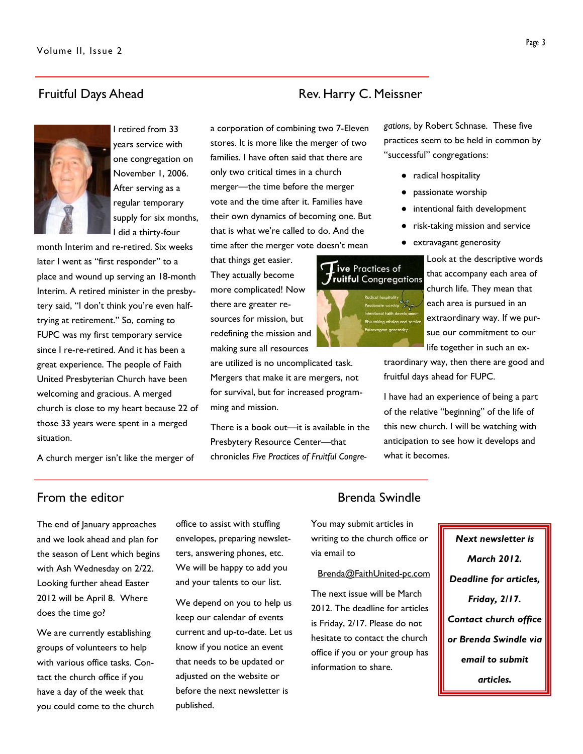## Fruitful Days Ahead

**Rev. Harry C. Meissner**

I retired from 33 years service with one congregation on November 1, 2006. After serving as a regular temporary supply for six months, I did a thirty-four month Interim and re-retired. Six weeks later I went as "first responder" to a place and wound up serving an 18-month Interim. A retired minister in the presbytery said, "I don't think you're even half-trying at retirement." So, coming to FUPC was my first temporary service since I re-re-retired. And it has been a great experience. The people of Faith United Presbyterian Church have been welcoming and gracious. A merged church is close to my heart because 22 of those 33 years were spent in a merged situation.

A church merger isn't like the merger of a corporation of combining two 7-Eleven stores. It is more like the merger of two families. I have often said that there are only two critical times in a church merger—the time before the merger vote and the time after it. Families have their own dynamics of becoming one. But that is what we're called to do. And the time after the merger vote doesn't mean that things get easier. They actually become more complicated! Now there are greater resources for mission, but redefining the mission and making sure all resources are utilized is no uncomplicated task. Mergers that make it are mergers, not for survival, but for increased programming and mission.

There is a book out—it is available in the Presbytery Resource Center—that chronicles *Five Practices of Fruitful Congregations*, by Robert Schnase. These five practices seem to be held in common by "successful" congregations:

- radical hospitality
- passionate worship
- intentional faith development
- risk-taking mission and service
- extravagant generosity

Look at the descriptive words that accompany each area of church life. They mean that each area is pursued in an extraordinary way. If we pursue our commitment to our life together in such an extraordinary way, then there are good and fruitful days ahead for FUPC.

I have had an experience of being a part of the relative "beginning" of the life of this new church. I will be watching with anticipation to see how it develops and what it becomes.

## From the editor

**Brenda Swindle**

The end of January approaches and we look ahead and plan for the season of Lent which begins with Ash Wednesday on 2/22. Looking further ahead Easter 2012 will be April 8. Where does the time go?

We are currently establishing groups of volunteers to help with various office tasks. Contact the church office if you have a day of the week that you could come to the church office to assist with stuffing envelopes, preparing newsletters, answering phones, etc. We will be happy to add you and your talents to our list.

We depend on you to help us keep our calendar of events current and up-to-date. Let us know if you notice an event that needs to be updated or adjusted on the website or before the next newsletter is published.

You may submit articles in writing to the church office or via email to

Brenda@FaithUnited-pc.com

The next issue will be March 2012. The deadline for articles is Friday, 2/17. Please do not hesitate to contact the church office if you or your group has information to share.

***Next newsletter is March 2012. Deadline for articles, Friday, 2/17. Contact church office or Brenda Swindle via email to submit articles.***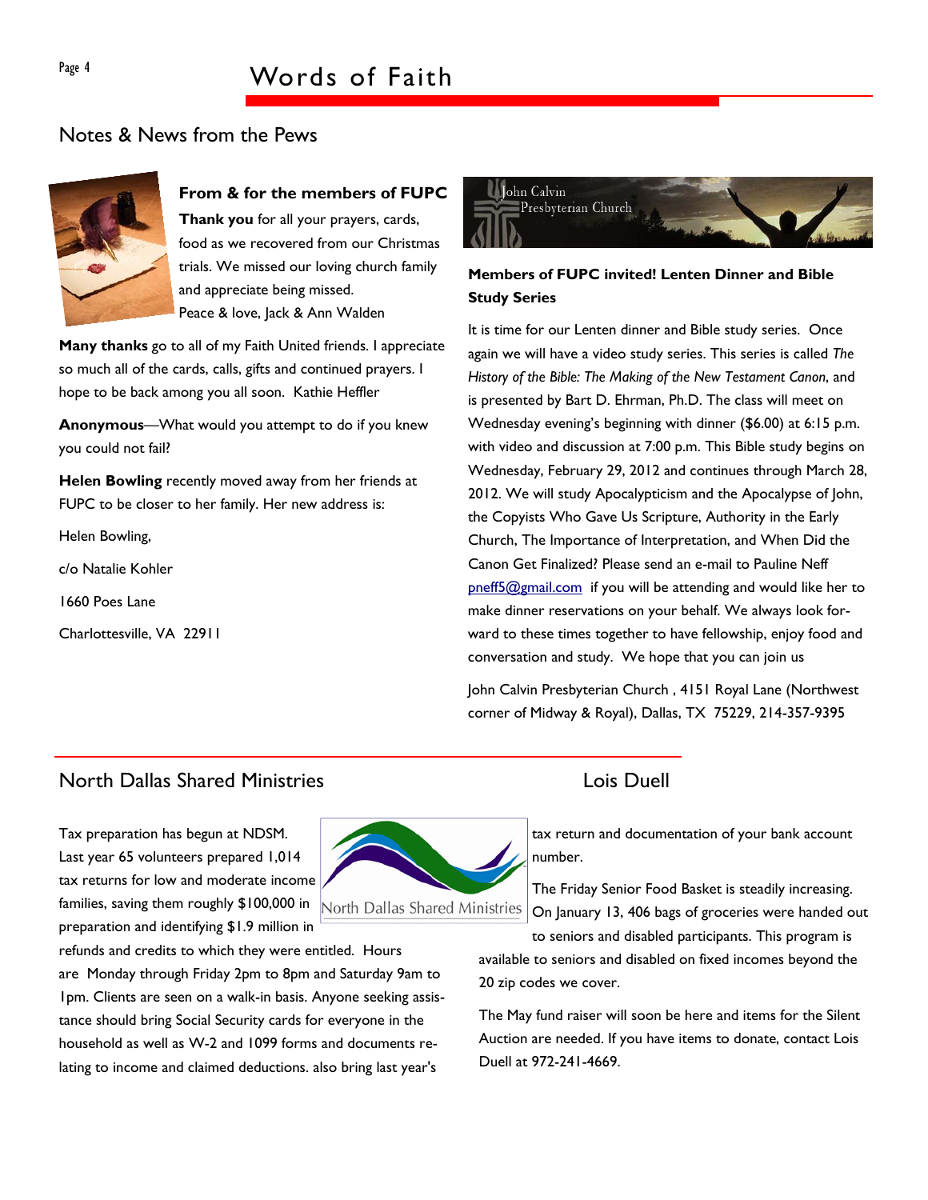## Notes & News from the Pews

**From & for the members of FUPC**

**Thank you** for all your prayers, cards, food as we recovered from our Christmas trials. We missed our loving church family and appreciate being missed.
Peace & love, Jack & Ann Walden

**Many thanks** go to all of my Faith United friends. I appreciate so much all of the cards, calls, gifts and continued prayers. I hope to be back among you all soon. Kathie Heffler

**Anonymous**—What would you attempt to do if you knew you could not fail?

**Helen Bowling** recently moved away from her friends at FUPC to be closer to her family. Her new address is:

Helen Bowling,

c/o Natalie Kohler

1660 Poes Lane

Charlottesville, VA 22911

John Calvin Presbyterian Church

**Members of FUPC invited! Lenten Dinner and Bible Study Series**

It is time for our Lenten dinner and Bible study series. Once again we will have a video study series. This series is called *The History of the Bible: The Making of the New Testament Canon*, and is presented by Bart D. Ehrman, Ph.D. The class will meet on Wednesday evening's beginning with dinner ($6.00) at 6:15 p.m. with video and discussion at 7:00 p.m. This Bible study begins on Wednesday, February 29, 2012 and continues through March 28, 2012. We will study Apocalypticism and the Apocalypse of John, the Copyists Who Gave Us Scripture, Authority in the Early Church, The Importance of Interpretation, and When Did the Canon Get Finalized? Please send an e-mail to Pauline Neff pneff5@gmail.com if you will be attending and would like her to make dinner reservations on your behalf. We always look forward to these times together to have fellowship, enjoy food and conversation and study. We hope that you can join us

John Calvin Presbyterian Church , 4151 Royal Lane (Northwest corner of Midway & Royal), Dallas, TX 75229, 214-357-9395

## North Dallas Shared Ministries

North Dallas Shared Ministries

Tax preparation has begun at NDSM. Last year 65 volunteers prepared 1,014 tax returns for low and moderate income families, saving them roughly $100,000 in preparation and identifying $1.9 million in refunds and credits to which they were entitled. Hours are Monday through Friday 2pm to 8pm and Saturday 9am to 1pm. Clients are seen on a walk-in basis. Anyone seeking assistance should bring Social Security cards for everyone in the household as well as W-2 and 1099 forms and documents relating to income and claimed deductions. also bring last year's tax return and documentation of your bank account number.

The Friday Senior Food Basket is steadily increasing. On January 13, 406 bags of groceries were handed out to seniors and disabled participants. This program is available to seniors and disabled on fixed incomes beyond the 20 zip codes we cover.

The May fund raiser will soon be here and items for the Silent Auction are needed. If you have items to donate, contact Lois Duell at 972-241-4669.

Lois Duell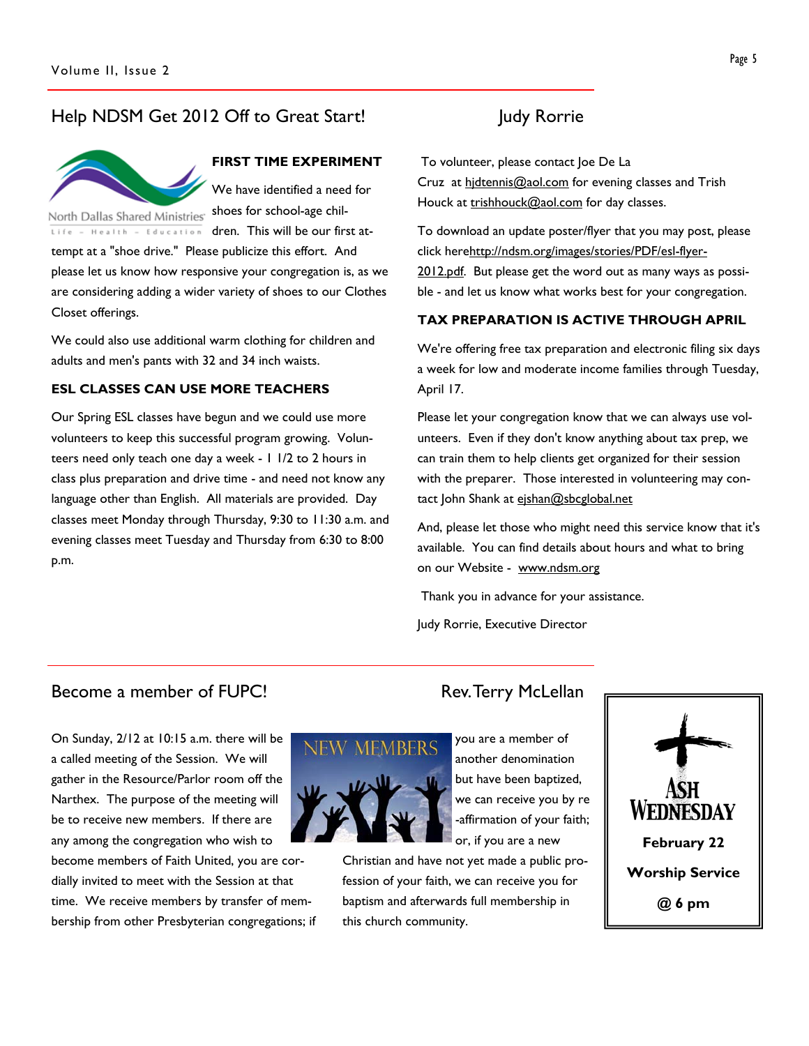## Help NDSM Get 2012 Off to Great Start!

**Judy Rorrie**

**FIRST TIME EXPERIMENT**

We have identified a need for shoes for school-age children. This will be our first attempt at a "shoe drive." Please publicize this effort. And please let us know how responsive your congregation is, as we are considering adding a wider variety of shoes to our Clothes Closet offerings.

We could also use additional warm clothing for children and adults and men's pants with 32 and 34 inch waists.

**ESL CLASSES CAN USE MORE TEACHERS**

Our Spring ESL classes have begun and we could use more volunteers to keep this successful program growing. Volunteers need only teach one day a week - 1 1/2 to 2 hours in class plus preparation and drive time - and need not know any language other than English. All materials are provided. Day classes meet Monday through Thursday, 9:30 to 11:30 a.m. and evening classes meet Tuesday and Thursday from 6:30 to 8:00 p.m.

To volunteer, please contact Joe De La Cruz at hjdtennis@aol.com for evening classes and Trish Houck at trishhouck@aol.com for day classes.

To download an update poster/flyer that you may post, please click herehttp://ndsm.org/images/stories/PDF/esl-flyer-2012.pdf. But please get the word out as many ways as possible - and let us know what works best for your congregation.

**TAX PREPARATION IS ACTIVE THROUGH APRIL**

We're offering free tax preparation and electronic filing six days a week for low and moderate income families through Tuesday, April 17.

Please let your congregation know that we can always use volunteers. Even if they don't know anything about tax prep, we can train them to help clients get organized for their session with the preparer. Those interested in volunteering may contact John Shank at ejshan@sbcglobal.net

And, please let those who might need this service know that it's available. You can find details about hours and what to bring on our Website - www.ndsm.org

Thank you in advance for your assistance.

Judy Rorrie, Executive Director

## Become a member of FUPC!

**Rev. Terry McLellan**

On Sunday, 2/12 at 10:15 a.m. there will be a called meeting of the Session. We will gather in the Resource/Parlor room off the Narthex. The purpose of the meeting will be to receive new members. If there are any among the congregation who wish to become members of Faith United, you are cordially invited to meet with the Session at that time. We receive members by transfer of membership from other Presbyterian congregations; if you are a member of another denomination but have been baptized, we can receive you by re-affirmation of your faith; or, if you are a new Christian and have not yet made a public profession of your faith, we can receive you for baptism and afterwards full membership in this church community.

**ASH WEDNESDAY**

**February 22**

**Worship Service**

**@ 6 pm**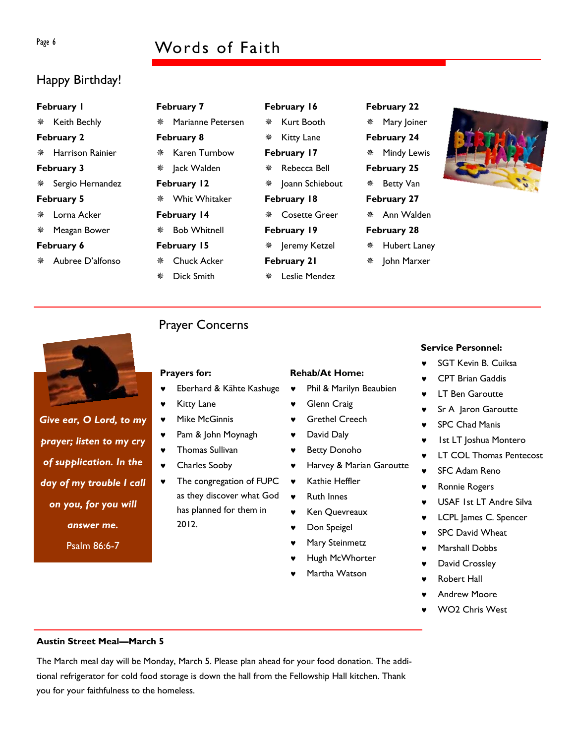# Words of Faith

## Happy Birthday!

**February 1**
- Keith Bechly

**February 2**
- Harrison Rainier

**February 3**
- Sergio Hernandez

**February 5**
- Lorna Acker
- Meagan Bower

**February 6**
- Aubree D'alfonso

**February 7**
- Marianne Petersen

**February 8**
- Karen Turnbow
- Jack Walden

**February 12**
- Whit Whitaker

**February 14**
- Bob Whitnell

**February 15**
- Chuck Acker
- Dick Smith

**February 16**
- Kurt Booth
- Kitty Lane

**February 17**
- Rebecca Bell
- Joann Schiebout

**February 18**
- Cosette Greer

**February 19**
- Jeremy Ketzel

**February 21**
- Leslie Mendez

**February 22**
- Mary Joiner

**February 24**
- Mindy Lewis

**February 25**
- Betty Van

**February 27**
- Ann Walden

**February 28**
- Hubert Laney
- John Marxer

## Prayer Concerns

***Give ear, O Lord, to my prayer; listen to my cry of supplication. In the day of my trouble I call on you, for you will answer me.***

Psalm 86:6-7

**Prayers for:**
- Eberhard & Kähte Kashuge
- Kitty Lane
- Mike McGinnis
- Pam & John Moynagh
- Thomas Sullivan
- Charles Sooby
- The congregation of FUPC as they discover what God has planned for them in 2012.

**Rehab/At Home:**
- Phil & Marilyn Beaubien
- Glenn Craig
- Grethel Creech
- David Daly
- Betty Donoho
- Harvey & Marian Garoutte
- Kathie Heffler
- Ruth Innes
- Ken Quevreaux
- Don Speigel
- Mary Steinmetz
- Hugh McWhorter
- Martha Watson

**Service Personnel:**
- SGT Kevin B. Cuiksa
- CPT Brian Gaddis
- LT Ben Garoutte
- Sr A Jaron Garoutte
- SPC Chad Manis
- 1st LT Joshua Montero
- LT COL Thomas Pentecost
- SFC Adam Reno
- Ronnie Rogers
- USAF 1st LT Andre Silva
- LCPL James C. Spencer
- SPC David Wheat
- Marshall Dobbs
- David Crossley
- Robert Hall
- Andrew Moore
- WO2 Chris West

**Austin Street Meal—March 5**

The March meal day will be Monday, March 5. Please plan ahead for your food donation. The additional refrigerator for cold food storage is down the hall from the Fellowship Hall kitchen. Thank you for your faithfulness to the homeless.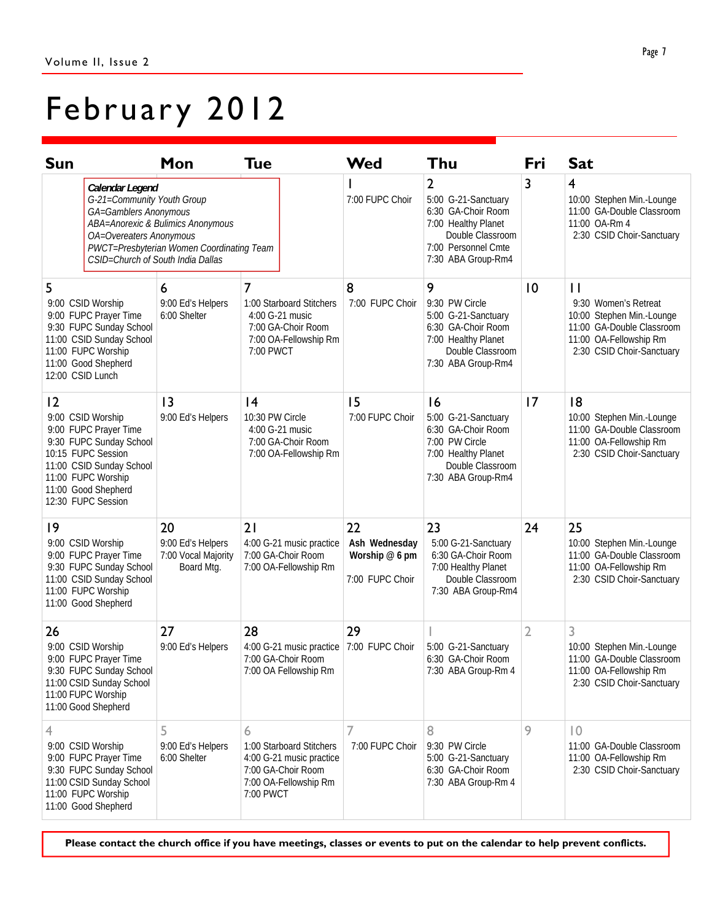# February 2012

| Sun | Mon | Tue | Wed | Thu | Fri | Sat |
|---|---|---|---|---|---|---|
| ***Calendar Legend*** *G-21=Community Youth Group* *GA=Gamblers Anonymous* *ABA=Anorexic & Bulimics Anonymous* *OA=Overeaters Anonymous* *PWCT=Presbyterian Women Coordinating Team* *CSID=Church of South India Dallas* | | | 1<br>7:00 FUPC Choir | 2<br>5:00 G-21-Sanctuary<br>6:30 GA-Choir Room<br>7:00 Healthy Planet Double Classroom<br>7:00 Personnel Cmte<br>7:30 ABA Group-Rm4 | 3 | 4<br>10:00 Stephen Min.-Lounge<br>11:00 GA-Double Classroom<br>11:00 OA-Rm 4<br>2:30 CSID Choir-Sanctuary |
| 5<br>9:00 CSID Worship<br>9:00 FUPC Prayer Time<br>9:30 FUPC Sunday School<br>11:00 CSID Sunday School<br>11:00 FUPC Worship<br>11:00 Good Shepherd<br>12:00 CSID Lunch | 6<br>9:00 Ed's Helpers<br>6:00 Shelter | 7<br>1:00 Starboard Stitchers<br>4:00 G-21 music<br>7:00 GA-Choir Room<br>7:00 OA-Fellowship Rm<br>7:00 PWCT | 8<br>7:00 FUPC Choir | 9<br>9:30 PW Circle<br>5:00 G-21-Sanctuary<br>6:30 GA-Choir Room<br>7:00 Healthy Planet Double Classroom<br>7:30 ABA Group-Rm4 | 10 | 11<br>9:30 Women's Retreat<br>10:00 Stephen Min.-Lounge<br>11:00 GA-Double Classroom<br>11:00 OA-Fellowship Rm<br>2:30 CSID Choir-Sanctuary |
| 12<br>9:00 CSID Worship<br>9:00 FUPC Prayer Time<br>9:30 FUPC Sunday School<br>10:15 FUPC Session<br>11:00 CSID Sunday School<br>11:00 FUPC Worship<br>11:00 Good Shepherd<br>12:30 FUPC Session | 13<br>9:00 Ed's Helpers | 14<br>10:30 PW Circle<br>4:00 G-21 music<br>7:00 GA-Choir Room<br>7:00 OA-Fellowship Rm | 15<br>7:00 FUPC Choir | 16<br>5:00 G-21-Sanctuary<br>6:30 GA-Choir Room<br>7:00 PW Circle<br>7:00 Healthy Planet Double Classroom<br>7:30 ABA Group-Rm4 | 17 | 18<br>10:00 Stephen Min.-Lounge<br>11:00 GA-Double Classroom<br>11:00 OA-Fellowship Rm<br>2:30 CSID Choir-Sanctuary |
| 19<br>9:00 CSID Worship<br>9:00 FUPC Prayer Time<br>9:30 FUPC Sunday School<br>11:00 CSID Sunday School<br>11:00 FUPC Worship<br>11:00 Good Shepherd | 20<br>9:00 Ed's Helpers<br>7:00 Vocal Majority Board Mtg. | 21<br>4:00 G-21 music practice<br>7:00 GA-Choir Room<br>7:00 OA-Fellowship Rm | 22<br>**Ash Wednesday Worship @ 6 pm**<br>7:00 FUPC Choir | 23<br>5:00 G-21-Sanctuary<br>6:30 GA-Choir Room<br>7:00 Healthy Planet Double Classroom<br>7:30 ABA Group-Rm4 | 24 | 25<br>10:00 Stephen Min.-Lounge<br>11:00 GA-Double Classroom<br>11:00 OA-Fellowship Rm<br>2:30 CSID Choir-Sanctuary |
| 26<br>9:00 CSID Worship<br>9:00 FUPC Prayer Time<br>9:30 FUPC Sunday School<br>11:00 CSID Sunday School<br>11:00 FUPC Worship<br>11:00 Good Shepherd | 27<br>9:00 Ed's Helpers | 28<br>4:00 G-21 music practice<br>7:00 GA-Choir Room<br>7:00 OA Fellowship Rm | 29<br>7:00 FUPC Choir | 1<br>5:00 G-21-Sanctuary<br>6:30 GA-Choir Room<br>7:30 ABA Group-Rm 4 | 2 | 3<br>10:00 Stephen Min.-Lounge<br>11:00 GA-Double Classroom<br>11:00 OA-Fellowship Rm<br>2:30 CSID Choir-Sanctuary |
| 4<br>9:00 CSID Worship<br>9:00 FUPC Prayer Time<br>9:30 FUPC Sunday School<br>11:00 CSID Sunday School<br>11:00 FUPC Worship<br>11:00 Good Shepherd | 5<br>9:00 Ed's Helpers<br>6:00 Shelter | 6<br>1:00 Starboard Stitchers<br>4:00 G-21 music practice<br>7:00 GA-Choir Room<br>7:00 OA-Fellowship Rm<br>7:00 PWCT | 7<br>7:00 FUPC Choir | 8<br>9:30 PW Circle<br>5:00 G-21-Sanctuary<br>6:30 GA-Choir Room<br>7:30 ABA Group-Rm 4 | 9 | 10<br>11:00 GA-Double Classroom<br>11:00 OA-Fellowship Rm<br>2:30 CSID Choir-Sanctuary |

**Please contact the church office if you have meetings, classes or events to put on the calendar to help prevent conflicts.**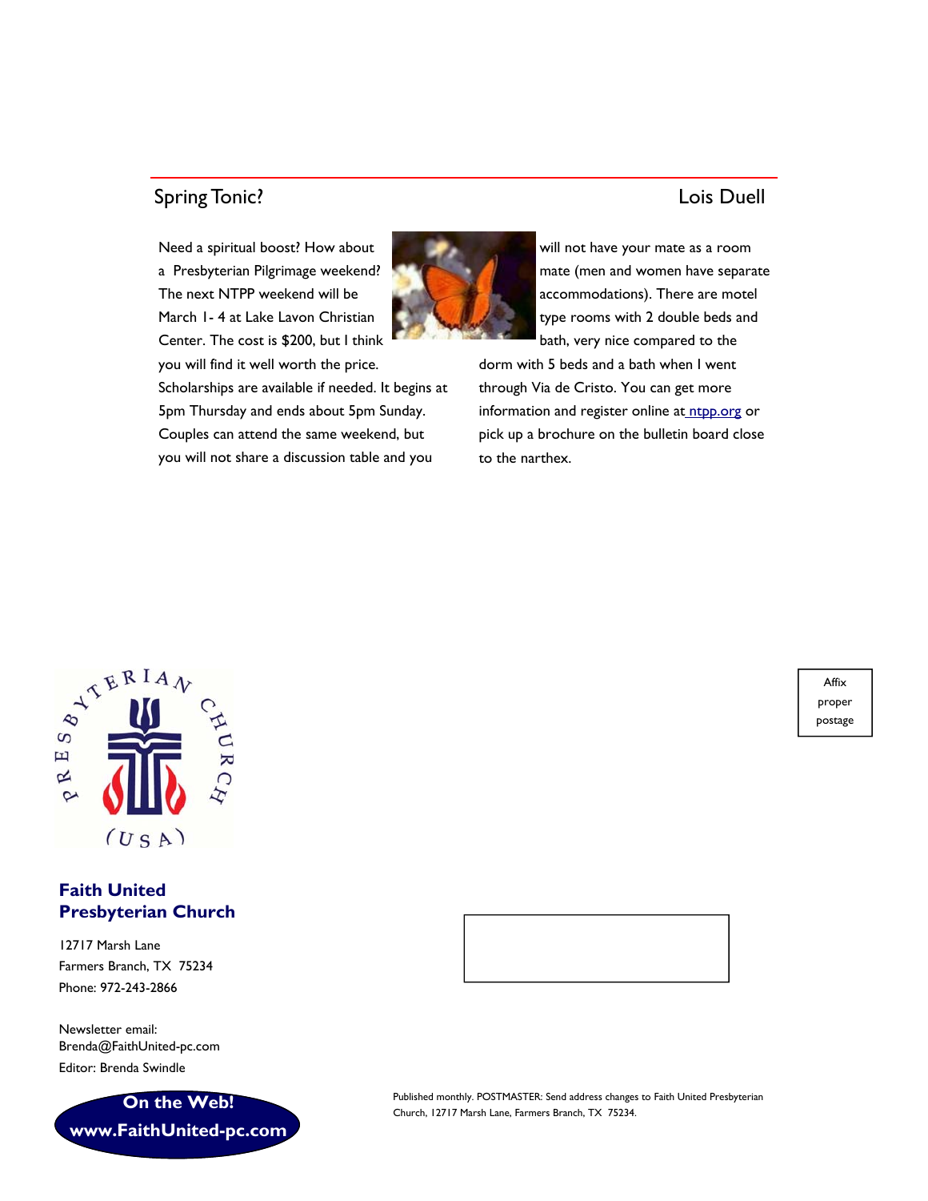## Spring Tonic?

Lois Duell

Need a spiritual boost? How about a Presbyterian Pilgrimage weekend? The next NTPP weekend will be March 1- 4 at Lake Lavon Christian Center. The cost is $200, but I think you will find it well worth the price. Scholarships are available if needed. It begins at 5pm Thursday and ends about 5pm Sunday. Couples can attend the same weekend, but you will not share a discussion table and you will not have your mate as a room mate (men and women have separate accommodations). There are motel type rooms with 2 double beds and bath, very nice compared to the dorm with 5 beds and a bath when I went through Via de Cristo. You can get more information and register online at ntpp.org or pick up a brochure on the bulletin board close to the narthex.

PRESBYTERIAN CHURCH (USA)

**Faith United Presbyterian Church**

12717 Marsh Lane
Farmers Branch, TX 75234
Phone: 972-243-2866

Newsletter email:
Brenda@FaithUnited-pc.com
Editor: Brenda Swindle

**On the Web!**
**www.FaithUnited-pc.com**

Affix proper postage

Published monthly. POSTMASTER: Send address changes to Faith United Presbyterian Church, 12717 Marsh Lane, Farmers Branch, TX 75234.